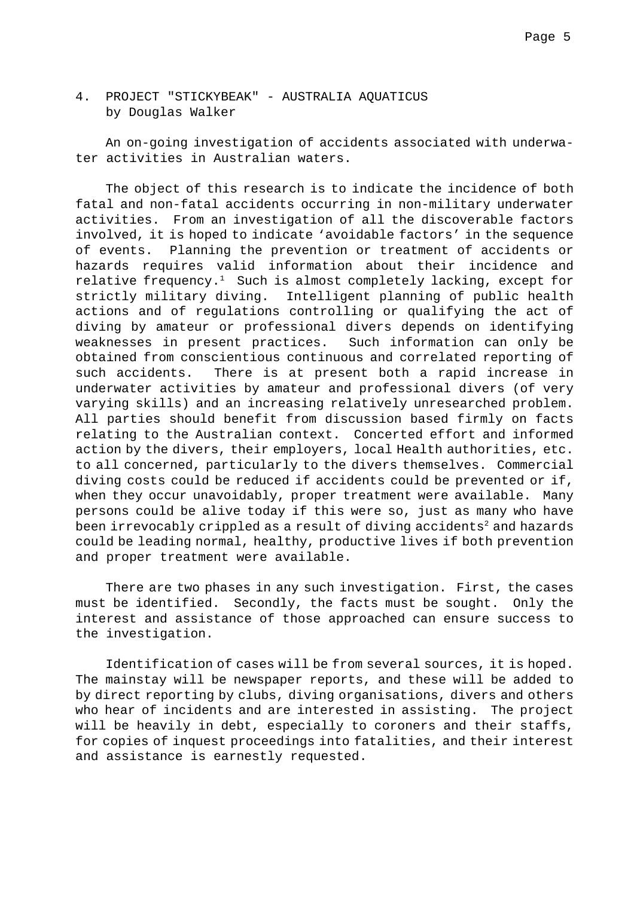## 4. PROJECT "STICKYBEAK" - AUSTRALIA AQUATICUS
by Douglas Walker

An on-going investigation of accidents associated with underwater activities in Australian waters.

The object of this research is to indicate the incidence of both fatal and non-fatal accidents occurring in non-military underwater activities. From an investigation of all the discoverable factors involved, it is hoped to indicate 'avoidable factors' in the sequence of events. Planning the prevention or treatment of accidents or hazards requires valid information about their incidence and relative frequency.[1] Such is almost completely lacking, except for strictly military diving. Intelligent planning of public health actions and of regulations controlling or qualifying the act of diving by amateur or professional divers depends on identifying weaknesses in present practices. Such information can only be obtained from conscientious continuous and correlated reporting of such accidents. There is at present both a rapid increase in underwater activities by amateur and professional divers (of very varying skills) and an increasing relatively unresearched problem. All parties should benefit from discussion based firmly on facts relating to the Australian context. Concerted effort and informed action by the divers, their employers, local Health authorities, etc. to all concerned, particularly to the divers themselves. Commercial diving costs could be reduced if accidents could be prevented or if, when they occur unavoidably, proper treatment were available. Many persons could be alive today if this were so, just as many who have been irrevocably crippled as a result of diving accidents[2] and hazards could be leading normal, healthy, productive lives if both prevention and proper treatment were available.

There are two phases in any such investigation. First, the cases must be identified. Secondly, the facts must be sought. Only the interest and assistance of those approached can ensure success to the investigation.

Identification of cases will be from several sources, it is hoped. The mainstay will be newspaper reports, and these will be added to by direct reporting by clubs, diving organisations, divers and others who hear of incidents and are interested in assisting. The project will be heavily in debt, especially to coroners and their staffs, for copies of inquest proceedings into fatalities, and their interest and assistance is earnestly requested.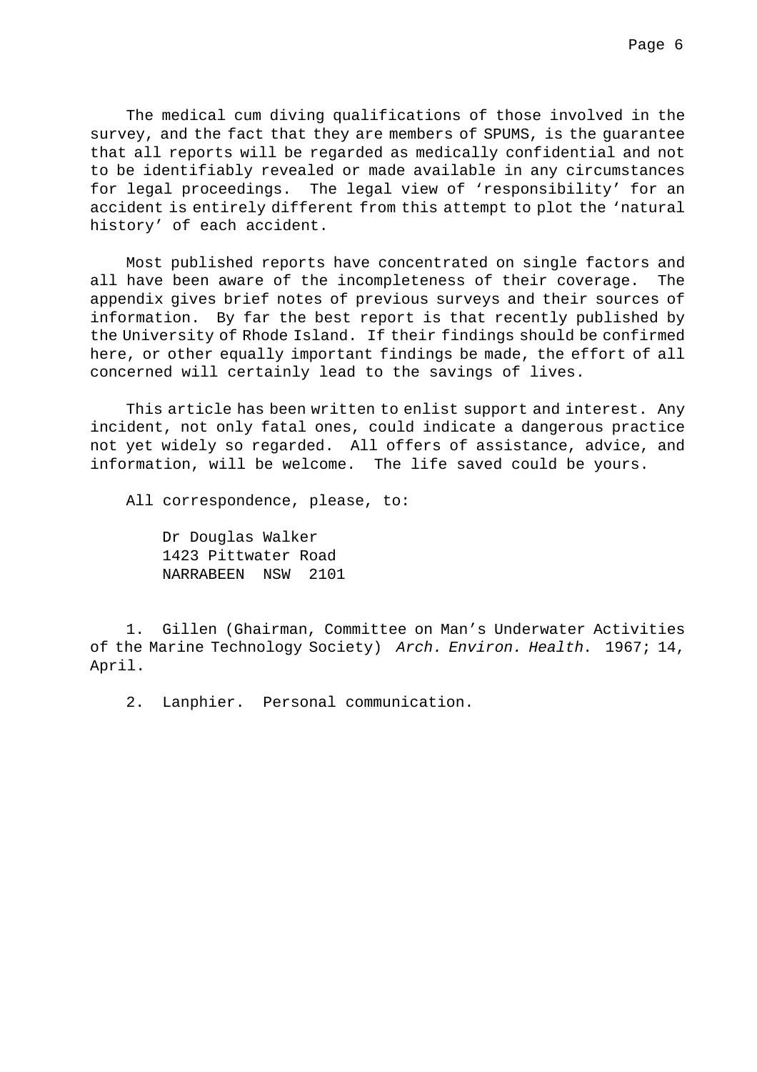The medical cum diving qualifications of those involved in the survey, and the fact that they are members of SPUMS, is the guarantee that all reports will be regarded as medically confidential and not to be identifiably revealed or made available in any circumstances for legal proceedings. The legal view of 'responsibility' for an accident is entirely different from this attempt to plot the 'natural history' of each accident.

Most published reports have concentrated on single factors and all have been aware of the incompleteness of their coverage. The appendix gives brief notes of previous surveys and their sources of information. By far the best report is that recently published by the University of Rhode Island. If their findings should be confirmed here, or other equally important findings be made, the effort of all concerned will certainly lead to the savings of lives.

This article has been written to enlist support and interest. Any incident, not only fatal ones, could indicate a dangerous practice not yet widely so regarded. All offers of assistance, advice, and information, will be welcome. The life saved could be yours.

All correspondence, please, to:

Dr Douglas Walker
1423 Pittwater Road
NARRABEEN NSW 2101

1. Gillen (Ghairman, Committee on Man's Underwater Activities of the Marine Technology Society) *Arch. Environ. Health*. 1967; 14, April.

2. Lanphier. Personal communication.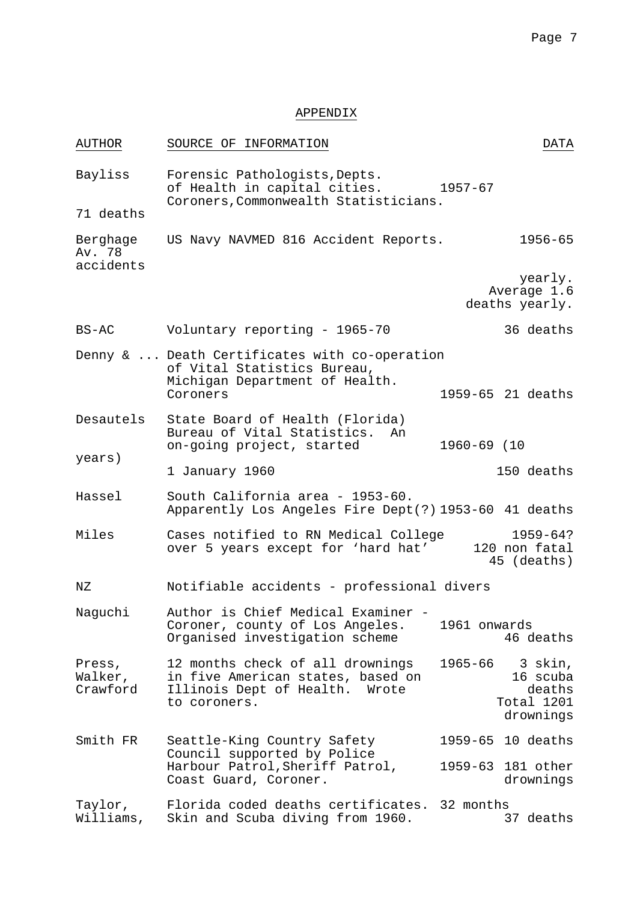# APPENDIX

| AUTHOR | SOURCE OF INFORMATION | DATA |
| --- | --- | --- |
| Bayliss 71 deaths | Forensic Pathologists, Depts. of Health in capital cities. Coroners, Commonwealth Statisticians. | 1957-67 |
| Berghage Av. 78 accidents | US Navy NAVMED 816 Accident Reports. | 1956-65 yearly. Average 1.6 deaths yearly. |
| BS-AC | Voluntary reporting - 1965-70 | 36 deaths |
| Denny & ... | Death Certificates with co-operation of Vital Statistics Bureau, Michigan Department of Health. Coroners | 1959-65 21 deaths |
| Desautels | State Board of Health (Florida) Bureau of Vital Statistics. An on-going project, started 1 January 1960 | 1960-69 (10 years) 150 deaths |
| Hassel | South California area - 1953-60. Apparently Los Angeles Fire Dept(?) | 1953-60 41 deaths |
| Miles | Cases notified to RN Medical College over 5 years except for 'hard hat' | 1959-64? 120 non fatal 45 (deaths) |
| NZ | Notifiable accidents - professional divers | |
| Naguchi | Author is Chief Medical Examiner - Coroner, county of Los Angeles. Organised investigation scheme | 1961 onwards 46 deaths |
| Press, Walker, Crawford | 12 months check of all drownings in five American states, based on Illinois Dept of Health. Wrote to coroners. | 1965-66 3 skin, 16 scuba deaths Total 1201 drownings |
| Smith FR | Seattle-King Country Safety Council supported by Police Harbour Patrol, Sheriff Patrol, Coast Guard, Coroner. | 1959-65 10 deaths<br>1959-63 181 other drownings |
| Taylor, Williams, | Florida coded deaths certificates. Skin and Scuba diving from 1960. | 32 months 37 deaths |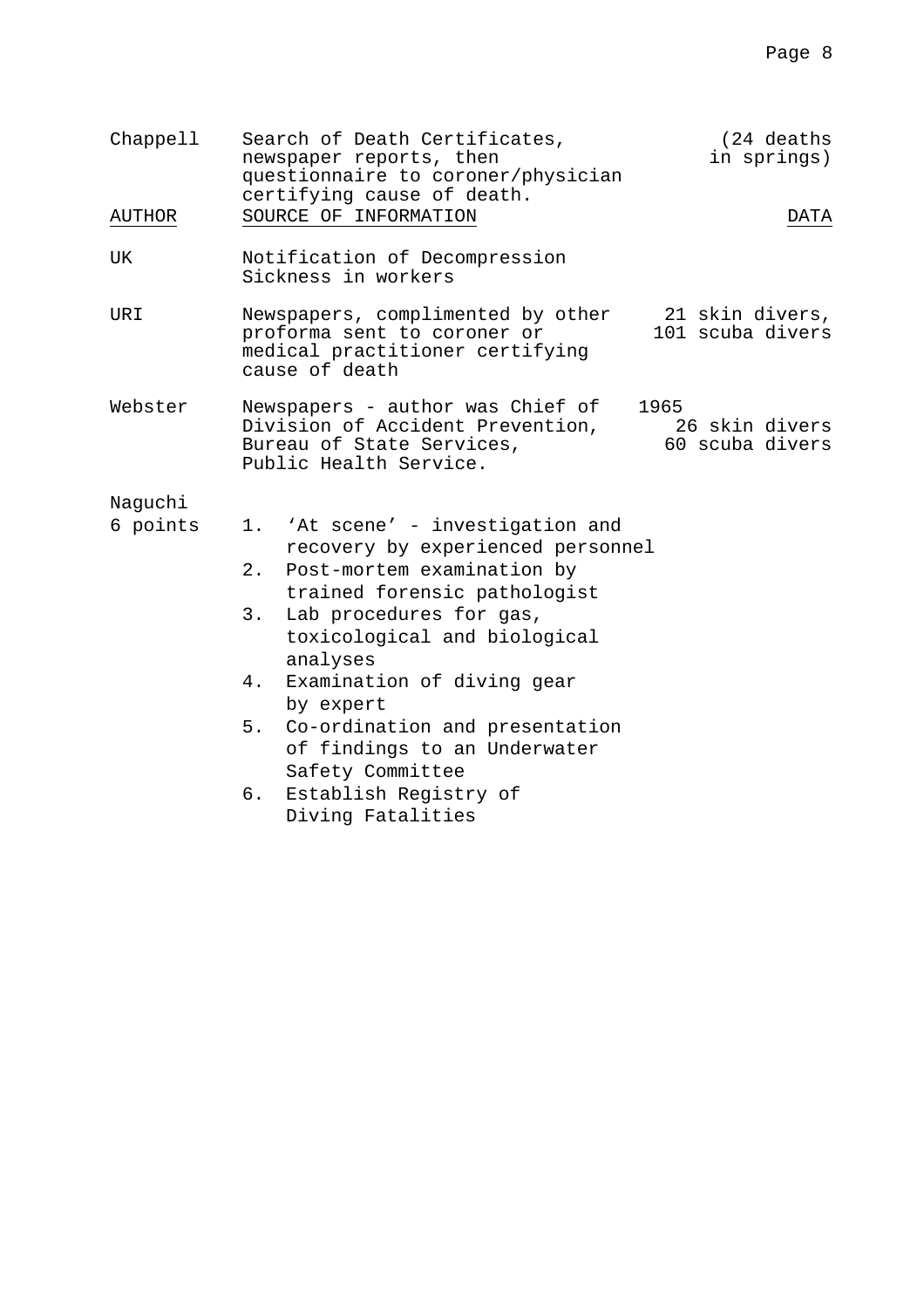| | | |
|---|---|---|
| Chappell | Search of Death Certificates, newspaper reports, then questionnaire to coroner/physician certifying cause of death. | (24 deaths in springs) |
| AUTHOR | SOURCE OF INFORMATION | DATA |
| UK | Notification of Decompression Sickness in workers | |
| URI | Newspapers, complimented by other proforma sent to coroner or medical practitioner certifying cause of death | 21 skin divers, 101 scuba divers |
| Webster | Newspapers - author was Chief of Division of Accident Prevention, Bureau of State Services, Public Health Service. | 1965 26 skin divers 60 scuba divers |

Naguchi
6 points

1. 'At scene' - investigation and recovery by experienced personnel
2. Post-mortem examination by trained forensic pathologist
3. Lab procedures for gas, toxicological and biological analyses
4. Examination of diving gear by expert
5. Co-ordination and presentation of findings to an Underwater Safety Committee
6. Establish Registry of Diving Fatalities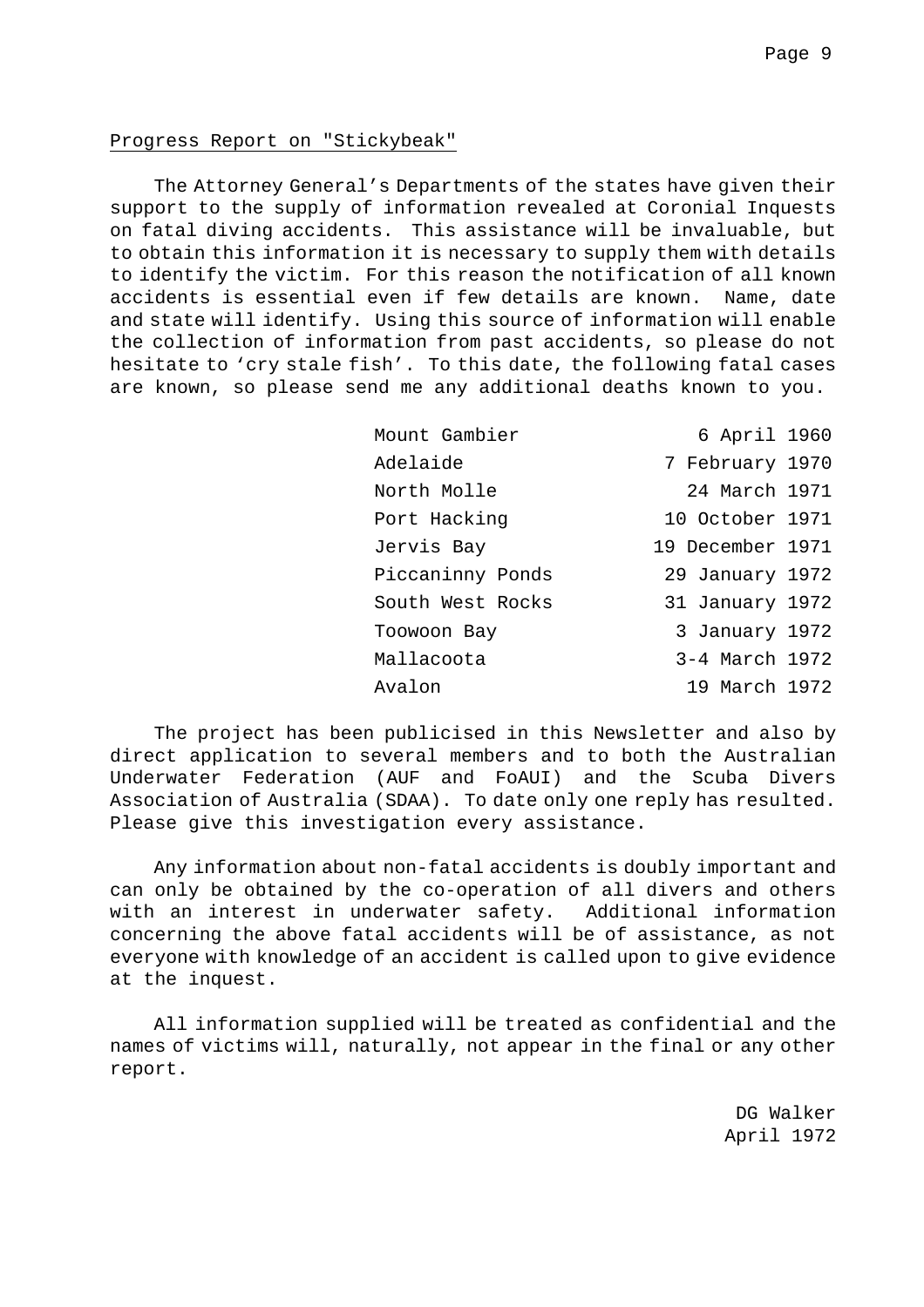## Progress Report on "Stickybeak"

The Attorney General's Departments of the states have given their support to the supply of information revealed at Coronial Inquests on fatal diving accidents. This assistance will be invaluable, but to obtain this information it is necessary to supply them with details to identify the victim. For this reason the notification of all known accidents is essential even if few details are known. Name, date and state will identify. Using this source of information will enable the collection of information from past accidents, so please do not hesitate to 'cry stale fish'. To this date, the following fatal cases are known, so please send me any additional deaths known to you.

| | |
|---|---|
| Mount Gambier | 6 April 1960 |
| Adelaide | 7 February 1970 |
| North Molle | 24 March 1971 |
| Port Hacking | 10 October 1971 |
| Jervis Bay | 19 December 1971 |
| Piccaninny Ponds | 29 January 1972 |
| South West Rocks | 31 January 1972 |
| Toowoon Bay | 3 January 1972 |
| Mallacoota | 3-4 March 1972 |
| Avalon | 19 March 1972 |

The project has been publicised in this Newsletter and also by direct application to several members and to both the Australian Underwater Federation (AUF and FoAUI) and the Scuba Divers Association of Australia (SDAA). To date only one reply has resulted. Please give this investigation every assistance.

Any information about non-fatal accidents is doubly important and can only be obtained by the co-operation of all divers and others with an interest in underwater safety. Additional information concerning the above fatal accidents will be of assistance, as not everyone with knowledge of an accident is called upon to give evidence at the inquest.

All information supplied will be treated as confidential and the names of victims will, naturally, not appear in the final or any other report.

DG Walker
April 1972